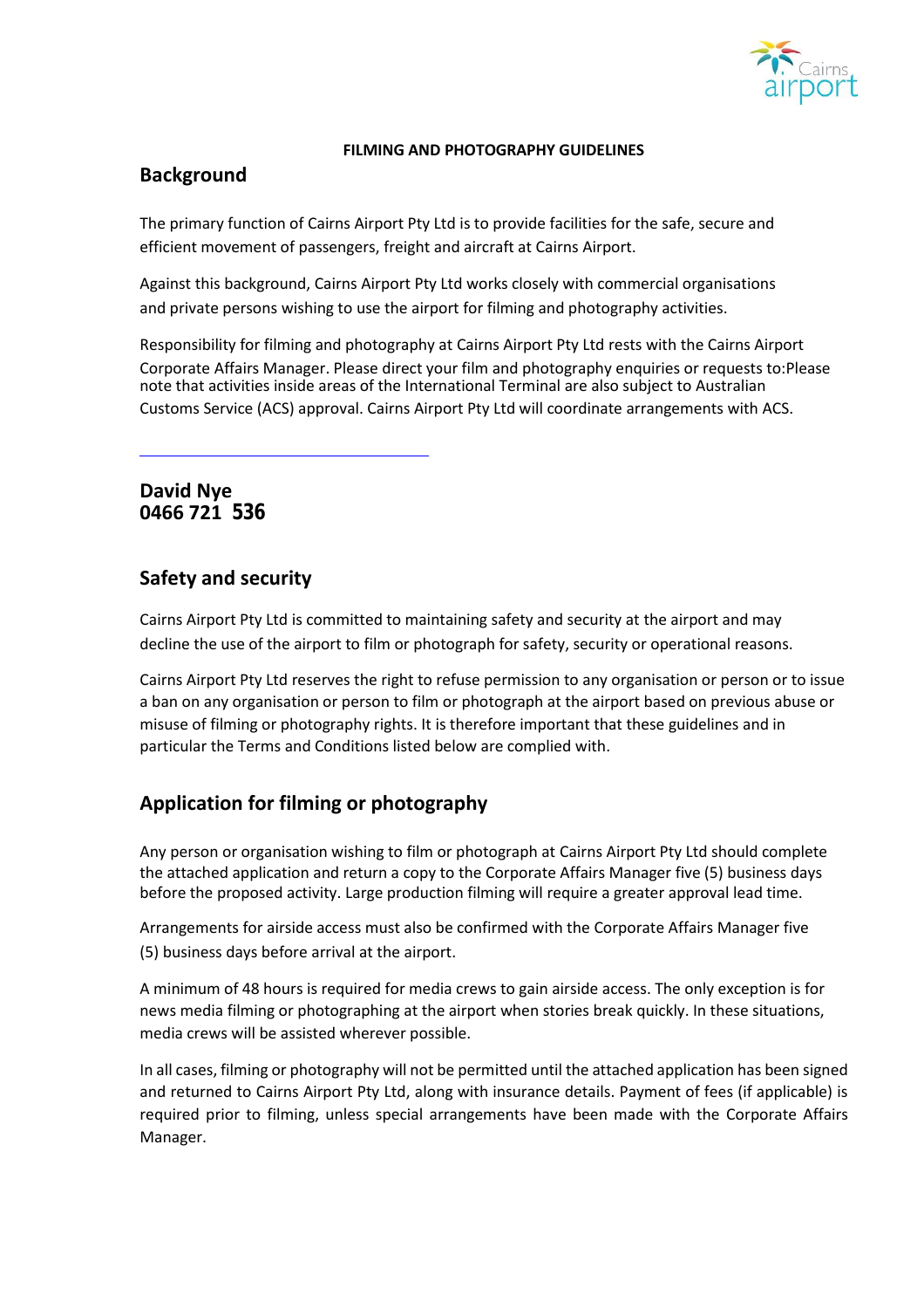**FILMING AND PHOTOGRAPHY GUIDELINES**

## Background

The primary function of Cairns Airport Pty Ltd is to provide facilities for the safe, secure and efficient movement of passengers, freight and aircraft at Cairns Airport.

Against this background, Cairns Airport Pty Ltd works closely with commercial organisations and private persons wishing to use the airport for filming and photography activities.

Responsibility for filming and photography at Cairns Airport Pty Ltd rests with the Cairns Airport Corporate Affairs Manager. Please direct your film and photography enquiries or requests to:Please note that activities inside areas of the International Terminal are also subject to Australian Customs Service (ACS) approval. Cairns Airport Pty Ltd will coordinate arrangements with ACS.

**David Nye**
**0466 721 536**

## Safety and security

Cairns Airport Pty Ltd is committed to maintaining safety and security at the airport and may decline the use of the airport to film or photograph for safety, security or operational reasons.

Cairns Airport Pty Ltd reserves the right to refuse permission to any organisation or person or to issue a ban on any organisation or person to film or photograph at the airport based on previous abuse or misuse of filming or photography rights. It is therefore important that these guidelines and in particular the Terms and Conditions listed below are complied with.

## Application for filming or photography

Any person or organisation wishing to film or photograph at Cairns Airport Pty Ltd should complete the attached application and return a copy to the Corporate Affairs Manager five (5) business days before the proposed activity. Large production filming will require a greater approval lead time.

Arrangements for airside access must also be confirmed with the Corporate Affairs Manager five (5) business days before arrival at the airport.

A minimum of 48 hours is required for media crews to gain airside access. The only exception is for news media filming or photographing at the airport when stories break quickly. In these situations, media crews will be assisted wherever possible.

In all cases, filming or photography will not be permitted until the attached application has been signed and returned to Cairns Airport Pty Ltd, along with insurance details. Payment of fees (if applicable) is required prior to filming, unless special arrangements have been made with the Corporate Affairs Manager.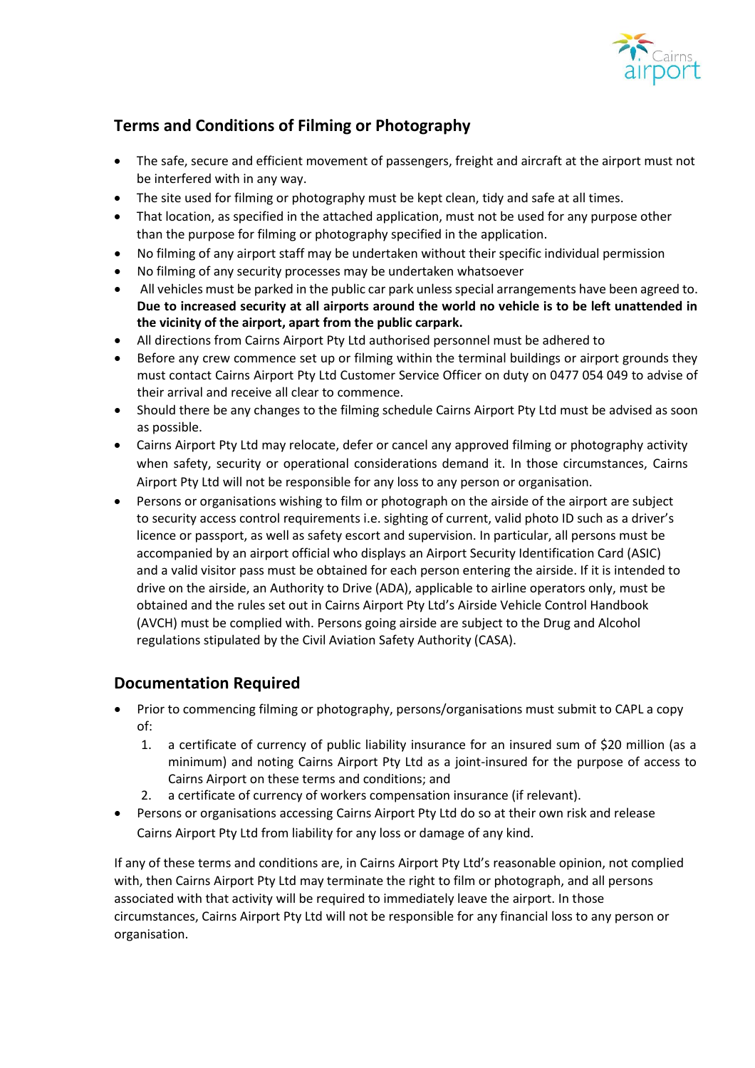## Terms and Conditions of Filming or Photography

- The safe, secure and efficient movement of passengers, freight and aircraft at the airport must not be interfered with in any way.
- The site used for filming or photography must be kept clean, tidy and safe at all times.
- That location, as specified in the attached application, must not be used for any purpose other than the purpose for filming or photography specified in the application.
- No filming of any airport staff may be undertaken without their specific individual permission
- No filming of any security processes may be undertaken whatsoever
- All vehicles must be parked in the public car park unless special arrangements have been agreed to. **Due to increased security at all airports around the world no vehicle is to be left unattended in the vicinity of the airport, apart from the public carpark.**
- All directions from Cairns Airport Pty Ltd authorised personnel must be adhered to
- Before any crew commence set up or filming within the terminal buildings or airport grounds they must contact Cairns Airport Pty Ltd Customer Service Officer on duty on 0477 054 049 to advise of their arrival and receive all clear to commence.
- Should there be any changes to the filming schedule Cairns Airport Pty Ltd must be advised as soon as possible.
- Cairns Airport Pty Ltd may relocate, defer or cancel any approved filming or photography activity when safety, security or operational considerations demand it. In those circumstances, Cairns Airport Pty Ltd will not be responsible for any loss to any person or organisation.
- Persons or organisations wishing to film or photograph on the airside of the airport are subject to security access control requirements i.e. sighting of current, valid photo ID such as a driver's licence or passport, as well as safety escort and supervision. In particular, all persons must be accompanied by an airport official who displays an Airport Security Identification Card (ASIC) and a valid visitor pass must be obtained for each person entering the airside. If it is intended to drive on the airside, an Authority to Drive (ADA), applicable to airline operators only, must be obtained and the rules set out in Cairns Airport Pty Ltd's Airside Vehicle Control Handbook (AVCH) must be complied with. Persons going airside are subject to the Drug and Alcohol regulations stipulated by the Civil Aviation Safety Authority (CASA).

## Documentation Required

- Prior to commencing filming or photography, persons/organisations must submit to CAPL a copy of:
  1. a certificate of currency of public liability insurance for an insured sum of $20 million (as a minimum) and noting Cairns Airport Pty Ltd as a joint-insured for the purpose of access to Cairns Airport on these terms and conditions; and
  2. a certificate of currency of workers compensation insurance (if relevant).
- Persons or organisations accessing Cairns Airport Pty Ltd do so at their own risk and release Cairns Airport Pty Ltd from liability for any loss or damage of any kind.

If any of these terms and conditions are, in Cairns Airport Pty Ltd's reasonable opinion, not complied with, then Cairns Airport Pty Ltd may terminate the right to film or photograph, and all persons associated with that activity will be required to immediately leave the airport. In those circumstances, Cairns Airport Pty Ltd will not be responsible for any financial loss to any person or organisation.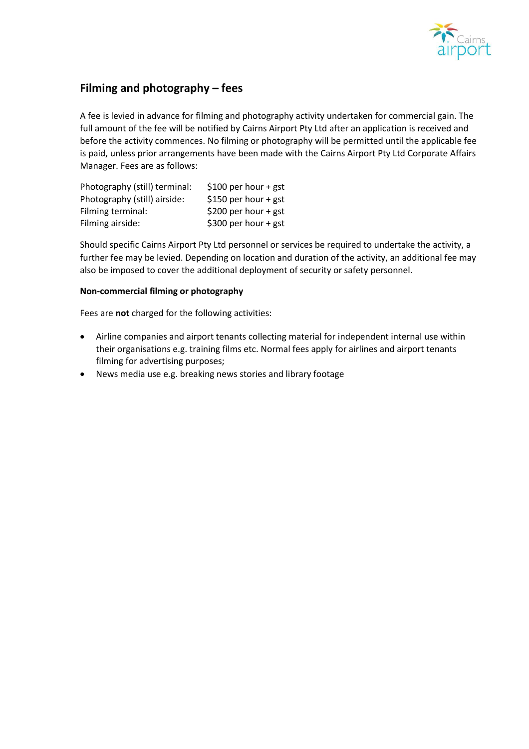## Filming and photography – fees

A fee is levied in advance for filming and photography activity undertaken for commercial gain. The full amount of the fee will be notified by Cairns Airport Pty Ltd after an application is received and before the activity commences. No filming or photography will be permitted until the applicable fee is paid, unless prior arrangements have been made with the Cairns Airport Pty Ltd Corporate Affairs Manager. Fees are as follows:

| | |
|---|---|
| Photography (still) terminal: | $100 per hour + gst |
| Photography (still) airside: | $150 per hour + gst |
| Filming terminal: | $200 per hour + gst |
| Filming airside: | $300 per hour + gst |

Should specific Cairns Airport Pty Ltd personnel or services be required to undertake the activity, a further fee may be levied. Depending on location and duration of the activity, an additional fee may also be imposed to cover the additional deployment of security or safety personnel.

**Non-commercial filming or photography**

Fees are **not** charged for the following activities:

- Airline companies and airport tenants collecting material for independent internal use within their organisations e.g. training films etc. Normal fees apply for airlines and airport tenants filming for advertising purposes;
- News media use e.g. breaking news stories and library footage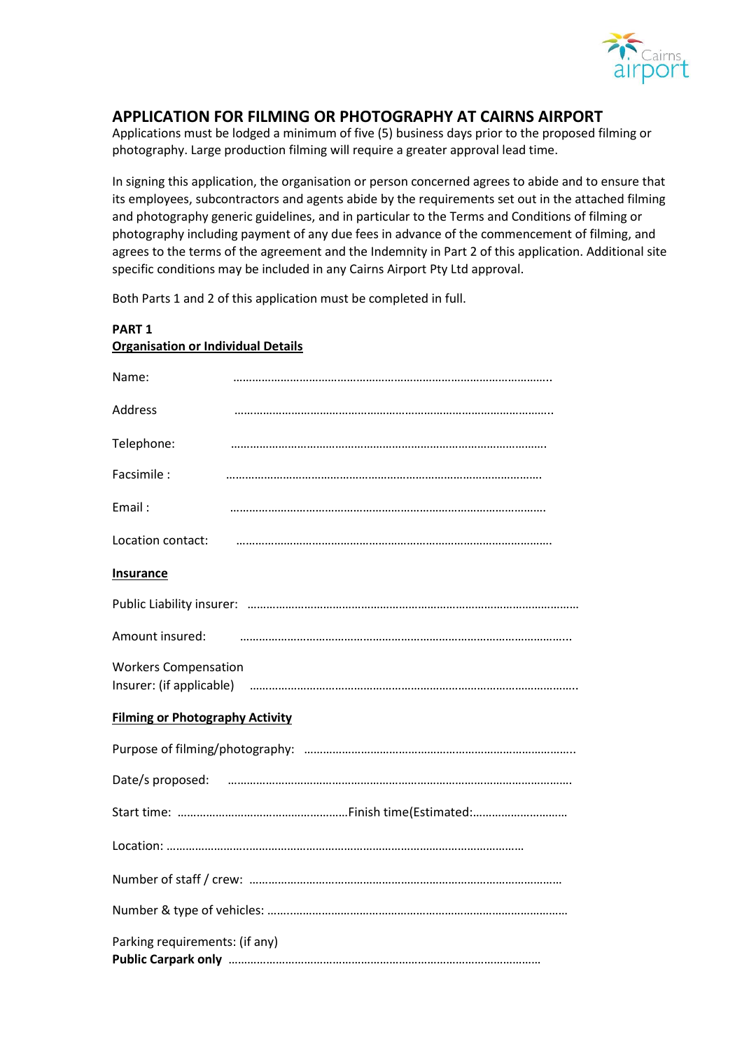## APPLICATION FOR FILMING OR PHOTOGRAPHY AT CAIRNS AIRPORT

Applications must be lodged a minimum of five (5) business days prior to the proposed filming or photography. Large production filming will require a greater approval lead time.

In signing this application, the organisation or person concerned agrees to abide and to ensure that its employees, subcontractors and agents abide by the requirements set out in the attached filming and photography generic guidelines, and in particular to the Terms and Conditions of filming or photography including payment of any due fees in advance of the commencement of filming, and agrees to the terms of the agreement and the Indemnity in Part 2 of this application. Additional site specific conditions may be included in any Cairns Airport Pty Ltd approval.

Both Parts 1 and 2 of this application must be completed in full.

**PART 1**

**Organisation or Individual Details**

Name: ………………………………………………………………………………………..

Address ………………………………………………………………………………………..

Telephone: ……………………………………………………………………………………….

Facsimile : ……………………………………………………………………………………….

Email : ……………………………………………………………………………………….

Location contact: ……………………………………………………………………………………….

**Insurance**

Public Liability insurer: ……………………………………………………………………………………………

Amount insured: ……………………………………………………………………………………………..

Workers Compensation
Insurer: (if applicable) …………………………………………………………………………………………..

**Filming or Photography Activity**

Purpose of filming/photography: …………………………………………………………………………..

Date/s proposed: ……………………………………………………………………………………………….

Start time: ………………………………………………Finish time(Estimated:…………………………

Location: ………………………..……………………………………………………………………………

Number of staff / crew: ………………………………………………………………………………………

Number & type of vehicles: ….………………………………………………………………………………

Parking requirements: (if any)
**Public Carpark only** ……………………………………………………………………………………..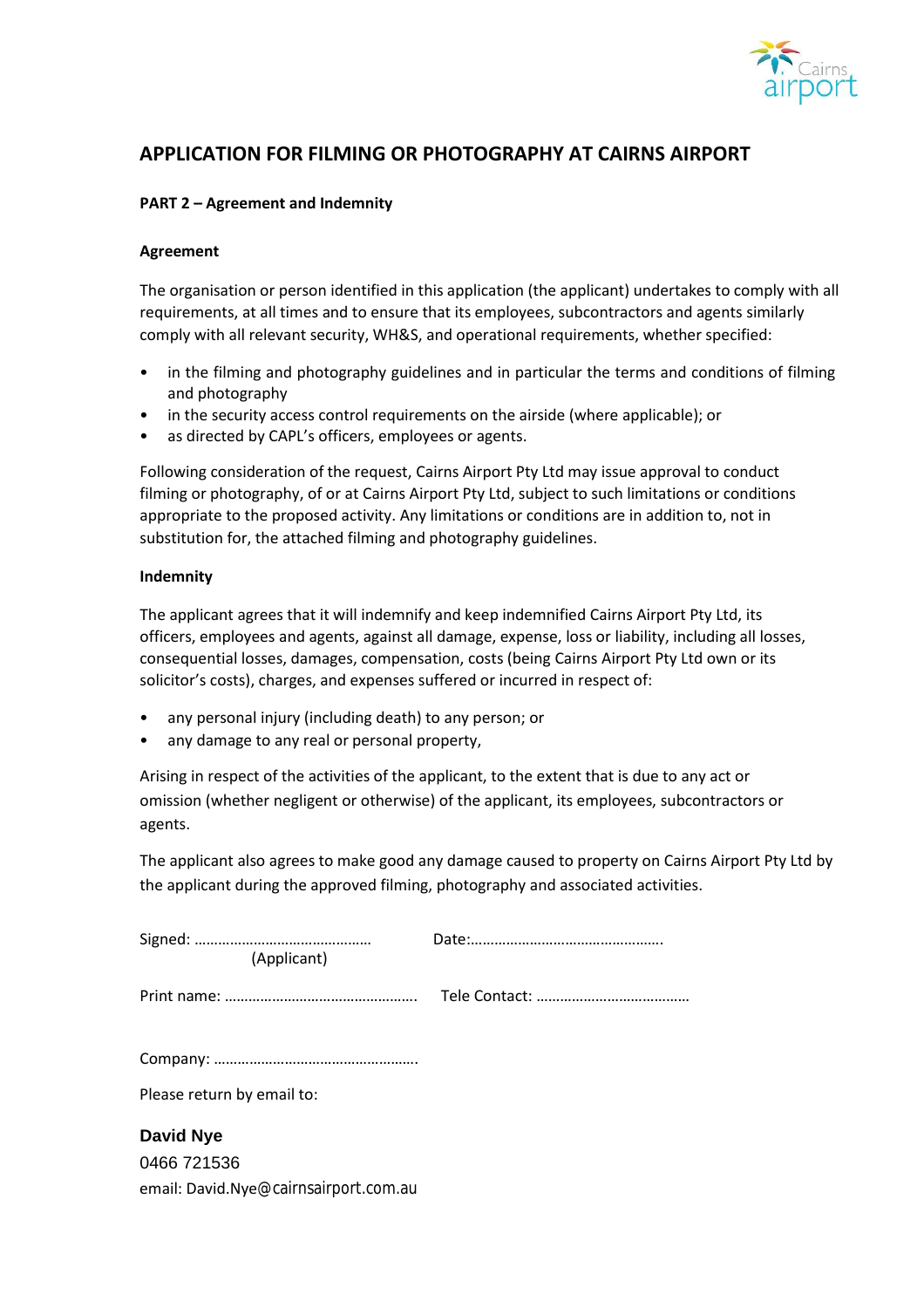## APPLICATION FOR FILMING OR PHOTOGRAPHY AT CAIRNS AIRPORT

### PART 2 – Agreement and Indemnity

#### Agreement

The organisation or person identified in this application (the applicant) undertakes to comply with all requirements, at all times and to ensure that its employees, subcontractors and agents similarly comply with all relevant security, WH&S, and operational requirements, whether specified:

- in the filming and photography guidelines and in particular the terms and conditions of filming and photography
- in the security access control requirements on the airside (where applicable); or
- as directed by CAPL's officers, employees or agents.

Following consideration of the request, Cairns Airport Pty Ltd may issue approval to conduct filming or photography, of or at Cairns Airport Pty Ltd, subject to such limitations or conditions appropriate to the proposed activity. Any limitations or conditions are in addition to, not in substitution for, the attached filming and photography guidelines.

#### Indemnity

The applicant agrees that it will indemnify and keep indemnified Cairns Airport Pty Ltd, its officers, employees and agents, against all damage, expense, loss or liability, including all losses, consequential losses, damages, compensation, costs (being Cairns Airport Pty Ltd own or its solicitor's costs), charges, and expenses suffered or incurred in respect of:

- any personal injury (including death) to any person; or
- any damage to any real or personal property,

Arising in respect of the activities of the applicant, to the extent that is due to any act or omission (whether negligent or otherwise) of the applicant, its employees, subcontractors or agents.

The applicant also agrees to make good any damage caused to property on Cairns Airport Pty Ltd by the applicant during the approved filming, photography and associated activities.

Signed: ……………………………………… Date:………………………………………….
(Applicant)

Print name: …………………………………………. Tele Contact: …………………………………

Company: …………………………………………….

Please return by email to:

**David Nye**
0466 721536
email: David.Nye@cairnsairport.com.au